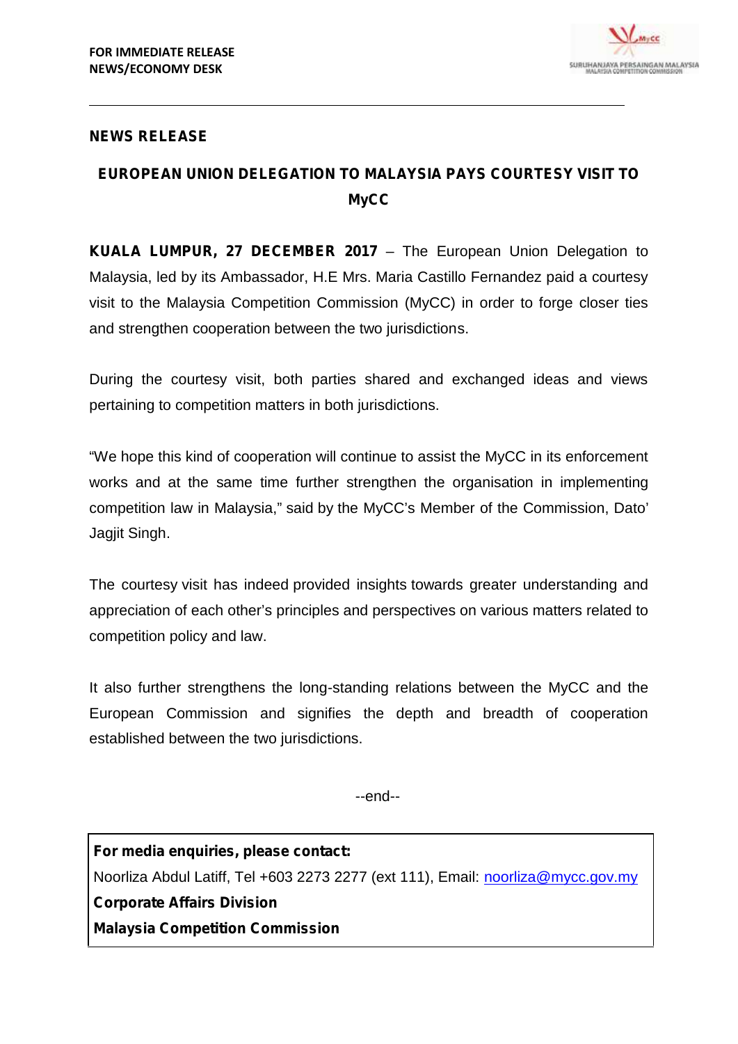**FOR IMMEDIATE RELEASE**
**NEWS/ECONOMY DESK**

**NEWS RELEASE**

# EUROPEAN UNION DELEGATION TO MALAYSIA PAYS COURTESY VISIT TO MyCC

**KUALA LUMPUR, 27 DECEMBER 2017** – The European Union Delegation to Malaysia, led by its Ambassador, H.E Mrs. Maria Castillo Fernandez paid a courtesy visit to the Malaysia Competition Commission (MyCC) in order to forge closer ties and strengthen cooperation between the two jurisdictions.

During the courtesy visit, both parties shared and exchanged ideas and views pertaining to competition matters in both jurisdictions.

"We hope this kind of cooperation will continue to assist the MyCC in its enforcement works and at the same time further strengthen the organisation in implementing competition law in Malaysia," said by the MyCC's Member of the Commission, Dato' Jagjit Singh.

The courtesy visit has indeed provided insights towards greater understanding and appreciation of each other's principles and perspectives on various matters related to competition policy and law.

It also further strengthens the long-standing relations between the MyCC and the European Commission and signifies the depth and breadth of cooperation established between the two jurisdictions.

--end--

**For media enquiries, please contact:**
Noorliza Abdul Latiff, Tel +603 2273 2277 (ext 111), Email: noorliza@mycc.gov.my
**Corporate Affairs Division**
**Malaysia Competition Commission**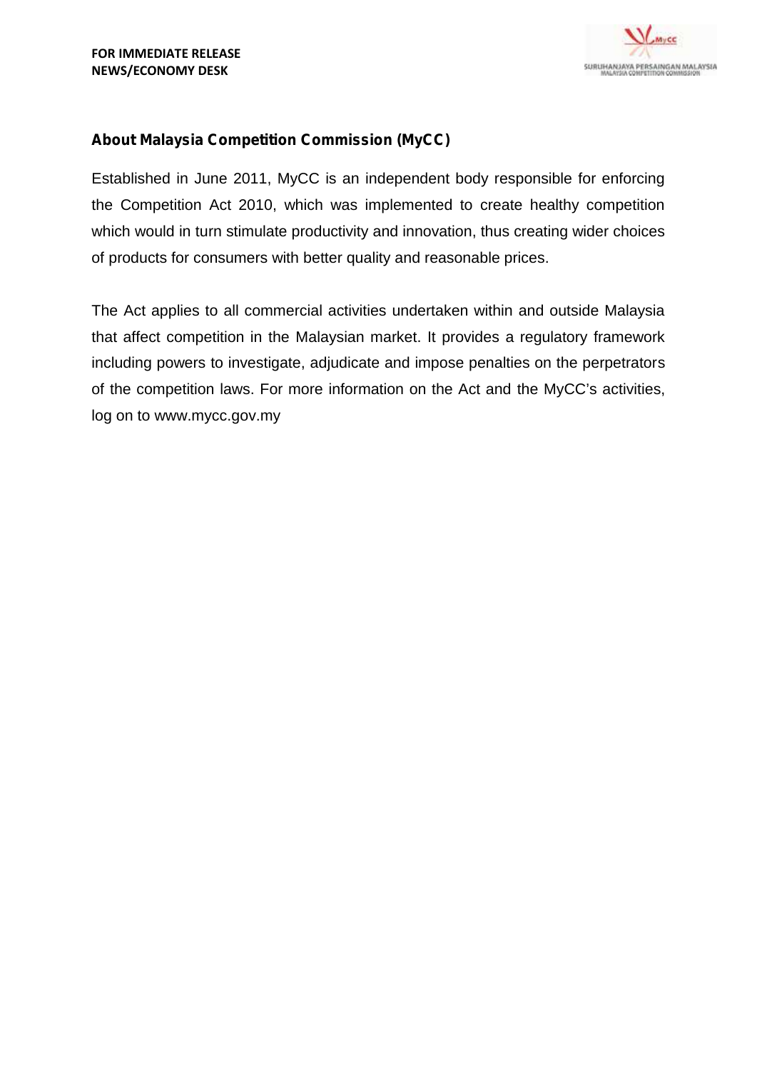**FOR IMMEDIATE RELEASE**
**NEWS/ECONOMY DESK**

## About Malaysia Competition Commission (MyCC)

Established in June 2011, MyCC is an independent body responsible for enforcing the Competition Act 2010, which was implemented to create healthy competition which would in turn stimulate productivity and innovation, thus creating wider choices of products for consumers with better quality and reasonable prices.

The Act applies to all commercial activities undertaken within and outside Malaysia that affect competition in the Malaysian market. It provides a regulatory framework including powers to investigate, adjudicate and impose penalties on the perpetrators of the competition laws. For more information on the Act and the MyCC's activities, log on to www.mycc.gov.my